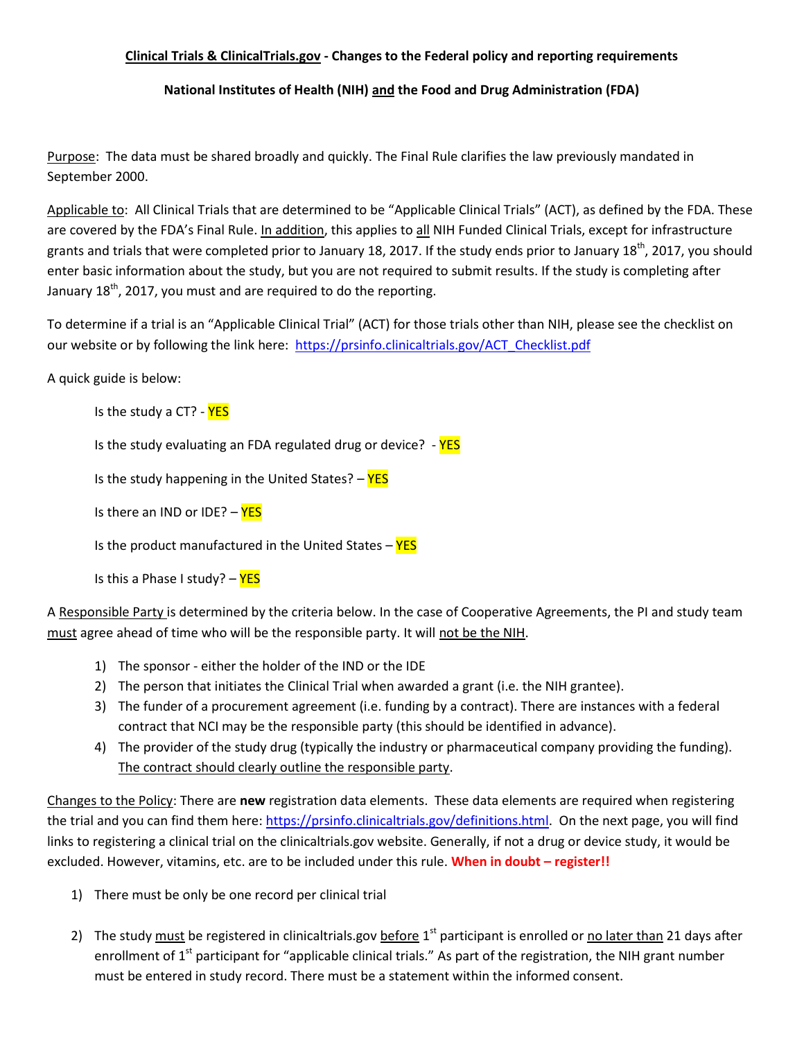**Clinical Trials & ClinicalTrials.gov - Changes to the Federal policy and reporting requirements**

**National Institutes of Health (NIH) and the Food and Drug Administration (FDA)**

Purpose: The data must be shared broadly and quickly. The Final Rule clarifies the law previously mandated in September 2000.

Applicable to: All Clinical Trials that are determined to be "Applicable Clinical Trials" (ACT), as defined by the FDA. These are covered by the FDA's Final Rule. In addition, this applies to all NIH Funded Clinical Trials, except for infrastructure grants and trials that were completed prior to January 18, 2017. If the study ends prior to January 18th, 2017, you should enter basic information about the study, but you are not required to submit results. If the study is completing after January 18th, 2017, you must and are required to do the reporting.

To determine if a trial is an "Applicable Clinical Trial" (ACT) for those trials other than NIH, please see the checklist on our website or by following the link here: https://prsinfo.clinicaltrials.gov/ACT_Checklist.pdf

A quick guide is below:

Is the study a CT? - YES

Is the study evaluating an FDA regulated drug or device? - YES

Is the study happening in the United States? – YES

Is there an IND or IDE? – YES

Is the product manufactured in the United States – YES

Is this a Phase I study? – YES

A Responsible Party is determined by the criteria below. In the case of Cooperative Agreements, the PI and study team must agree ahead of time who will be the responsible party. It will not be the NIH.

1) The sponsor - either the holder of the IND or the IDE
2) The person that initiates the Clinical Trial when awarded a grant (i.e. the NIH grantee).
3) The funder of a procurement agreement (i.e. funding by a contract). There are instances with a federal contract that NCI may be the responsible party (this should be identified in advance).
4) The provider of the study drug (typically the industry or pharmaceutical company providing the funding). The contract should clearly outline the responsible party.

Changes to the Policy: There are **new** registration data elements. These data elements are required when registering the trial and you can find them here: https://prsinfo.clinicaltrials.gov/definitions.html. On the next page, you will find links to registering a clinical trial on the clinicaltrials.gov website. Generally, if not a drug or device study, it would be excluded. However, vitamins, etc. are to be included under this rule. **When in doubt – register!!**

1) There must be only be one record per clinical trial

2) The study must be registered in clinicaltrials.gov before 1st participant is enrolled or no later than 21 days after enrollment of 1st participant for "applicable clinical trials." As part of the registration, the NIH grant number must be entered in study record. There must be a statement within the informed consent.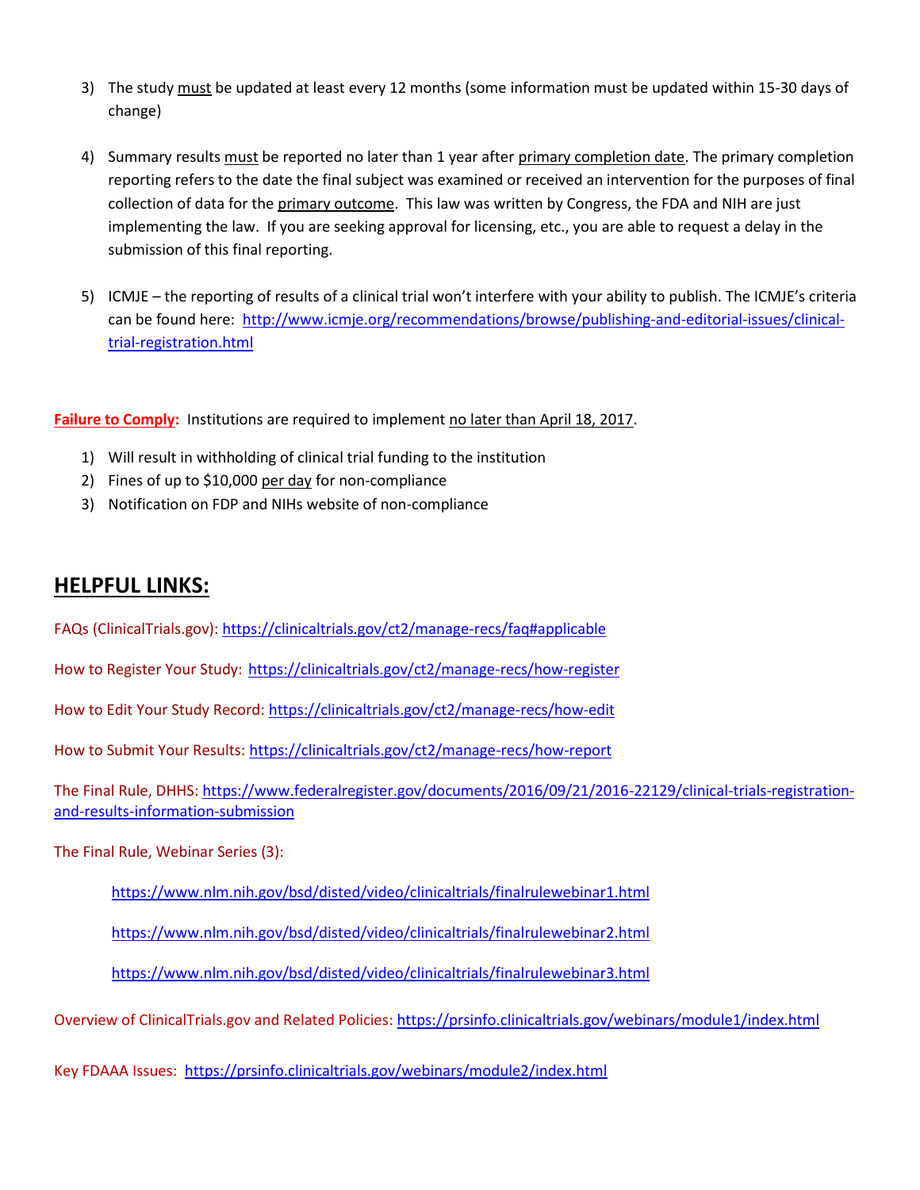3) The study must be updated at least every 12 months (some information must be updated within 15-30 days of change)

4) Summary results must be reported no later than 1 year after primary completion date. The primary completion reporting refers to the date the final subject was examined or received an intervention for the purposes of final collection of data for the primary outcome. This law was written by Congress, the FDA and NIH are just implementing the law. If you are seeking approval for licensing, etc., you are able to request a delay in the submission of this final reporting.

5) ICMJE – the reporting of results of a clinical trial won't interfere with your ability to publish. The ICMJE's criteria can be found here: http://www.icmje.org/recommendations/browse/publishing-and-editorial-issues/clinical-trial-registration.html

**Failure to Comply:** Institutions are required to implement no later than April 18, 2017.

1) Will result in withholding of clinical trial funding to the institution
2) Fines of up to $10,000 per day for non-compliance
3) Notification on FDP and NIHs website of non-compliance

## HELPFUL LINKS:

FAQs (ClinicalTrials.gov): https://clinicaltrials.gov/ct2/manage-recs/faq#applicable

How to Register Your Study: https://clinicaltrials.gov/ct2/manage-recs/how-register

How to Edit Your Study Record: https://clinicaltrials.gov/ct2/manage-recs/how-edit

How to Submit Your Results: https://clinicaltrials.gov/ct2/manage-recs/how-report

The Final Rule, DHHS: https://www.federalregister.gov/documents/2016/09/21/2016-22129/clinical-trials-registration-and-results-information-submission

The Final Rule, Webinar Series (3):

https://www.nlm.nih.gov/bsd/disted/video/clinicaltrials/finalrulewebinar1.html

https://www.nlm.nih.gov/bsd/disted/video/clinicaltrials/finalrulewebinar2.html

https://www.nlm.nih.gov/bsd/disted/video/clinicaltrials/finalrulewebinar3.html

Overview of ClinicalTrials.gov and Related Policies: https://prsinfo.clinicaltrials.gov/webinars/module1/index.html

Key FDAAA Issues: https://prsinfo.clinicaltrials.gov/webinars/module2/index.html